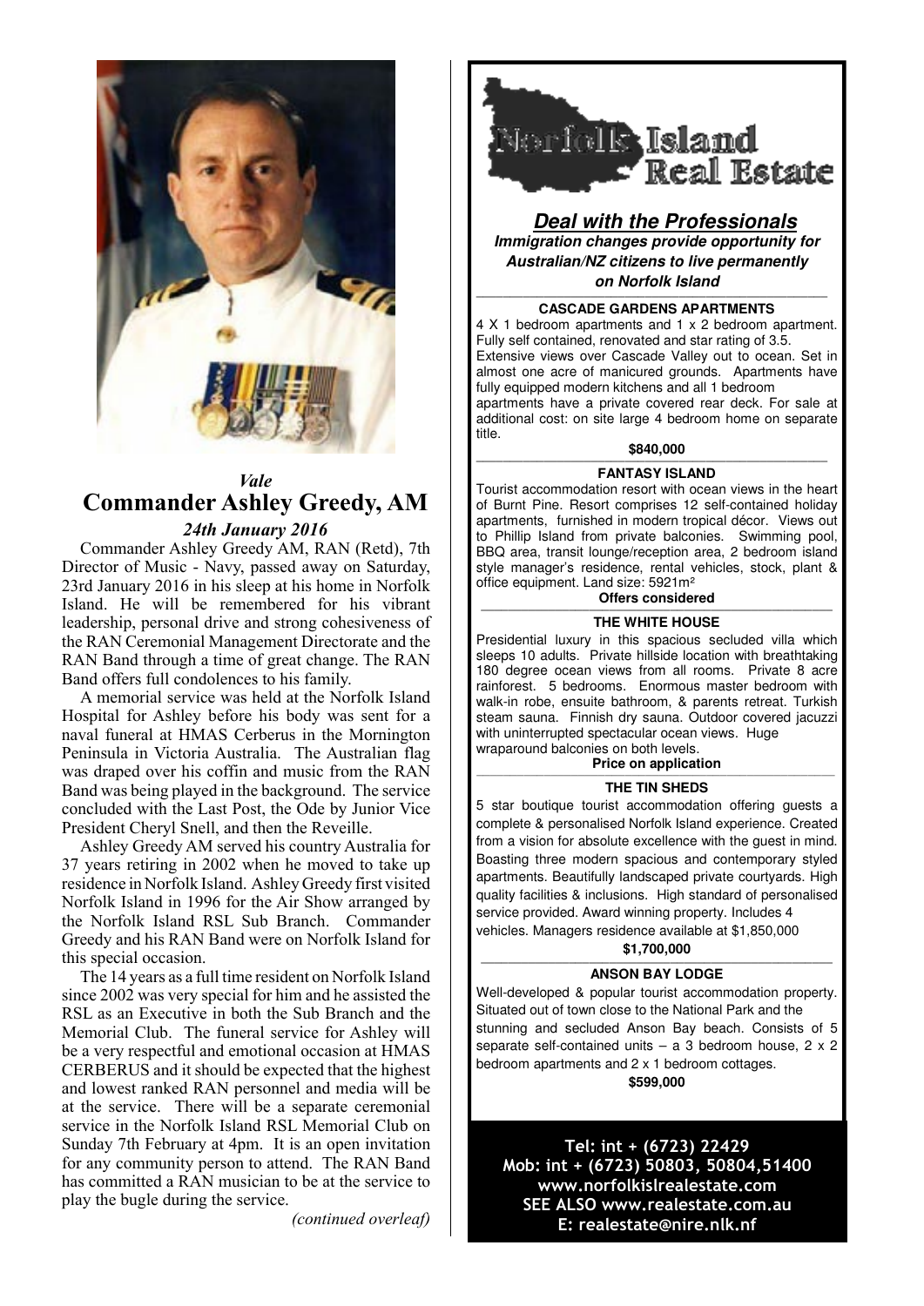*Vale*

# Commander Ashley Greedy, AM

*24th January 2016*

Commander Ashley Greedy AM, RAN (Retd), 7th Director of Music - Navy, passed away on Saturday, 23rd January 2016 in his sleep at his home in Norfolk Island. He will be remembered for his vibrant leadership, personal drive and strong cohesiveness of the RAN Ceremonial Management Directorate and the RAN Band through a time of great change. The RAN Band offers full condolences to his family.

A memorial service was held at the Norfolk Island Hospital for Ashley before his body was sent for a naval funeral at HMAS Cerberus in the Mornington Peninsula in Victoria Australia. The Australian flag was draped over his coffin and music from the RAN Band was being played in the background. The service concluded with the Last Post, the Ode by Junior Vice President Cheryl Snell, and then the Reveille.

Ashley Greedy AM served his country Australia for 37 years retiring in 2002 when he moved to take up residence in Norfolk Island. Ashley Greedy first visited Norfolk Island in 1996 for the Air Show arranged by the Norfolk Island RSL Sub Branch. Commander Greedy and his RAN Band were on Norfolk Island for this special occasion.

The 14 years as a full time resident on Norfolk Island since 2002 was very special for him and he assisted the RSL as an Executive in both the Sub Branch and the Memorial Club. The funeral service for Ashley will be a very respectful and emotional occasion at HMAS CERBERUS and it should be expected that the highest and lowest ranked RAN personnel and media will be at the service. There will be a separate ceremonial service in the Norfolk Island RSL Memorial Club on Sunday 7th February at 4pm. It is an open invitation for any community person to attend. The RAN Band has committed a RAN musician to be at the service to play the bugle during the service.

*(continued overleaf)*

---

## Norfolk Island Real Estate

***Deal with the Professionals***

***Immigration changes provide opportunity for Australian/NZ citizens to live permanently on Norfolk Island***

**CASCADE GARDENS APARTMENTS**

4 X 1 bedroom apartments and 1 x 2 bedroom apartment. Fully self contained, renovated and star rating of 3.5. Extensive views over Cascade Valley out to ocean. Set in almost one acre of manicured grounds. Apartments have fully equipped modern kitchens and all 1 bedroom apartments have a private covered rear deck. For sale at additional cost: on site large 4 bedroom home on separate title.

**$840,000**

**FANTASY ISLAND**

Tourist accommodation resort with ocean views in the heart of Burnt Pine. Resort comprises 12 self-contained holiday apartments, furnished in modern tropical décor. Views out to Phillip Island from private balconies. Swimming pool, BBQ area, transit lounge/reception area, 2 bedroom island style manager's residence, rental vehicles, stock, plant & office equipment. Land size: 5921m²

**Offers considered**

**THE WHITE HOUSE**

Presidential luxury in this spacious secluded villa which sleeps 10 adults. Private hillside location with breathtaking 180 degree ocean views from all rooms. Private 8 acre rainforest. 5 bedrooms. Enormous master bedroom with walk-in robe, ensuite bathroom, & parents retreat. Turkish steam sauna. Finnish dry sauna. Outdoor covered jacuzzi with uninterrupted spectacular ocean views. Huge wraparound balconies on both levels.

**Price on application**

**THE TIN SHEDS**

5 star boutique tourist accommodation offering guests a complete & personalised Norfolk Island experience. Created from a vision for absolute excellence with the guest in mind. Boasting three modern spacious and contemporary styled apartments. Beautifully landscaped private courtyards. High quality facilities & inclusions. High standard of personalised service provided. Award winning property. Includes 4 vehicles. Managers residence available at $1,850,000

**$1,700,000**

**ANSON BAY LODGE**

Well-developed & popular tourist accommodation property. Situated out of town close to the National Park and the stunning and secluded Anson Bay beach. Consists of 5 separate self-contained units – a 3 bedroom house, 2 x 2 bedroom apartments and 2 x 1 bedroom cottages.

**$599,000**

**Tel: int + (6723) 22429**
**Mob: int + (6723) 50803, 50804,51400**
**www.norfolkislrealestate.com**
**SEE ALSO www.realestate.com.au**
**E: realestate@nire.nlk.nf**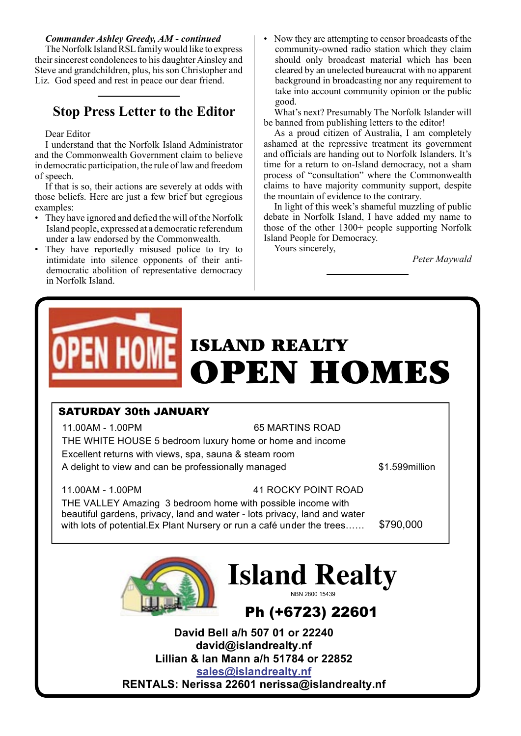***Commander Ashley Greedy, AM - continued***

The Norfolk Island RSL family would like to express their sincerest condolences to his daughter Ainsley and Steve and grandchildren, plus, his son Christopher and Liz. God speed and rest in peace our dear friend.

## Stop Press Letter to the Editor

Dear Editor

I understand that the Norfolk Island Administrator and the Commonwealth Government claim to believe in democratic participation, the rule of law and freedom of speech.

If that is so, their actions are severely at odds with those beliefs. Here are just a few brief but egregious examples:

- They have ignored and defied the will of the Norfolk Island people, expressed at a democratic referendum under a law endorsed by the Commonwealth.
- They have reportedly misused police to try to intimidate into silence opponents of their anti-democratic abolition of representative democracy in Norfolk Island.
- Now they are attempting to censor broadcasts of the community-owned radio station which they claim should only broadcast material which has been cleared by an unelected bureaucrat with no apparent background in broadcasting nor any requirement to take into account community opinion or the public good.

What's next? Presumably The Norfolk Islander will be banned from publishing letters to the editor!

As a proud citizen of Australia, I am completely ashamed at the repressive treatment its government and officials are handing out to Norfolk Islanders. It's time for a return to on-Island democracy, not a sham process of "consultation" where the Commonwealth claims to have majority community support, despite the mountain of evidence to the contrary.

In light of this week's shameful muzzling of public debate in Norfolk Island, I have added my name to those of the other 1300+ people supporting Norfolk Island People for Democracy.

Yours sincerely,

*Peter Maywald*

OPEN HOME

# ISLAND REALTY OPEN HOMES

**SATURDAY 30th JANUARY**

11.00AM - 1.00PM 65 MARTINS ROAD
THE WHITE HOUSE 5 bedroom luxury home or home and income
Excellent returns with views, spa, sauna & steam room
A delight to view and can be professionally managed $1.599million

11.00AM - 1.00PM 41 ROCKY POINT ROAD
THE VALLEY Amazing 3 bedroom home with possible income with beautiful gardens, privacy, land and water - lots privacy, land and water with lots of potential.Ex Plant Nursery or run a café under the trees…… $790,000

# Island Realty

NBN 2800 15439

**Ph (+6723) 22601**

**David Bell a/h 507 01 or 22240**
**david@islandrealty.nf**
**Lillian & Ian Mann a/h 51784 or 22852**
**sales@islandrealty.nf**
**RENTALS: Nerissa 22601 nerissa@islandrealty.nf**